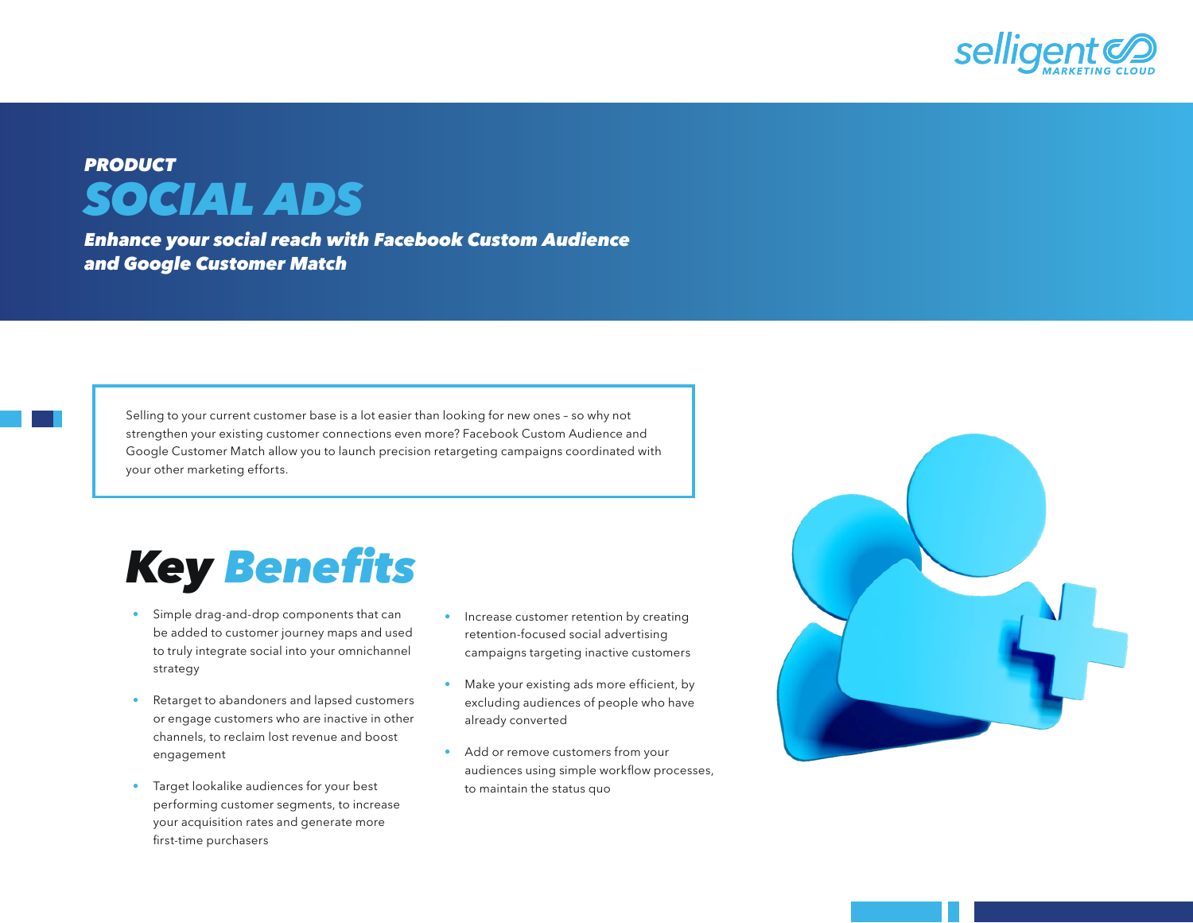**PRODUCT**

# SOCIAL ADS

***Enhance your social reach with Facebook Custom Audience and Google Customer Match***

Selling to your current customer base is a lot easier than looking for new ones – so why not strengthen your existing customer connections even more? Facebook Custom Audience and Google Customer Match allow you to launch precision retargeting campaigns coordinated with your other marketing efforts.

## Key Benefits

- Simple drag-and-drop components that can be added to customer journey maps and used to truly integrate social into your omnichannel strategy
- Retarget to abandoners and lapsed customers or engage customers who are inactive in other channels, to reclaim lost revenue and boost engagement
- Target lookalike audiences for your best performing customer segments, to increase your acquisition rates and generate more first-time purchasers
- Increase customer retention by creating retention-focused social advertising campaigns targeting inactive customers
- Make your existing ads more efficient, by excluding audiences of people who have already converted
- Add or remove customers from your audiences using simple workflow processes, to maintain the status quo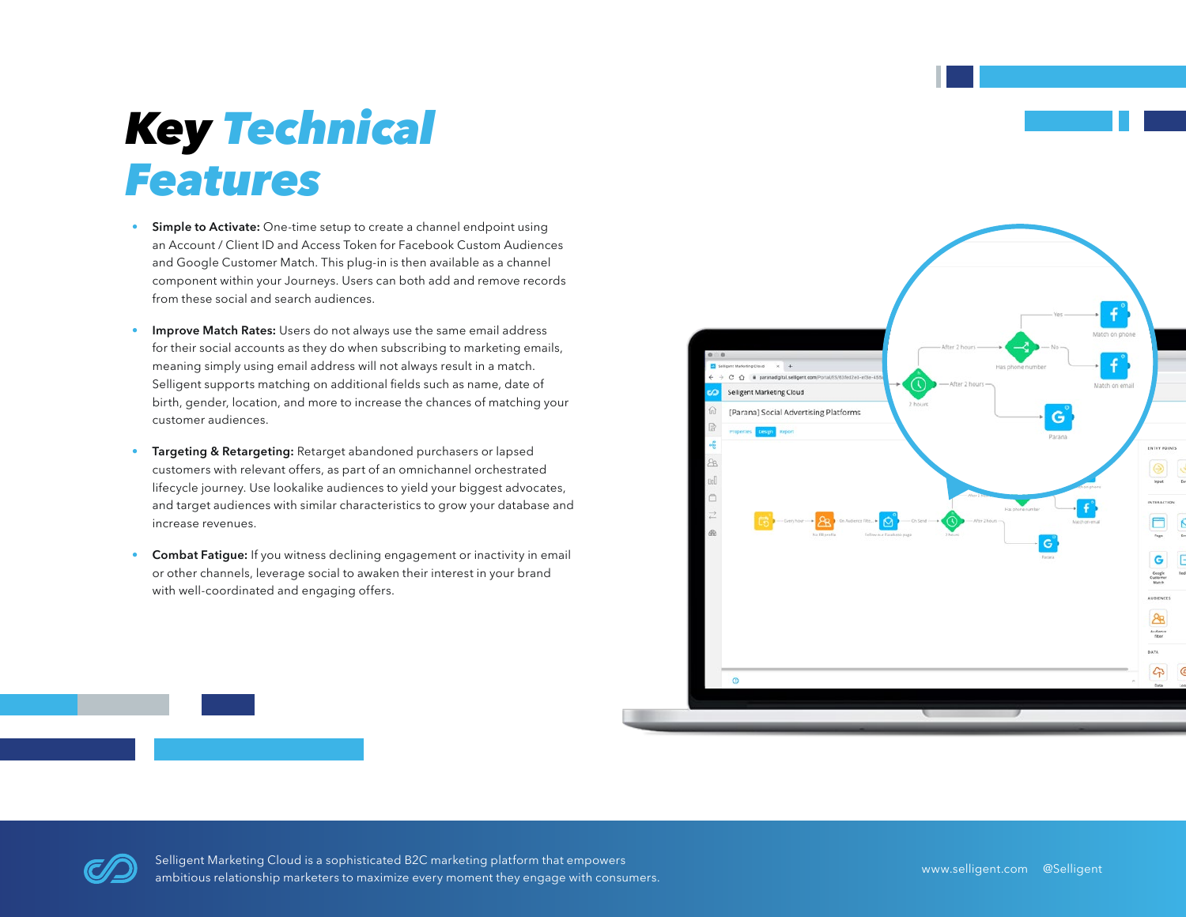# Key Technical Features

- **Simple to Activate:** One-time setup to create a channel endpoint using an Account / Client ID and Access Token for Facebook Custom Audiences and Google Customer Match. This plug-in is then available as a channel component within your Journeys. Users can both add and remove records from these social and search audiences.

- **Improve Match Rates:** Users do not always use the same email address for their social accounts as they do when subscribing to marketing emails, meaning simply using email address will not always result in a match. Selligent supports matching on additional fields such as name, date of birth, gender, location, and more to increase the chances of matching your customer audiences.

- **Targeting & Retargeting:** Retarget abandoned purchasers or lapsed customers with relevant offers, as part of an omnichannel orchestrated lifecycle journey. Use lookalike audiences to yield your biggest advocates, and target audiences with similar characteristics to grow your database and increase revenues.

- **Combat Fatigue:** If you witness declining engagement or inactivity in email or other channels, leverage social to awaken their interest in your brand with well-coordinated and engaging offers.

Selligent Marketing Cloud is a sophisticated B2C marketing platform that empowers ambitious relationship marketers to maximize every moment they engage with consumers.

www.selligent.com @Selligent